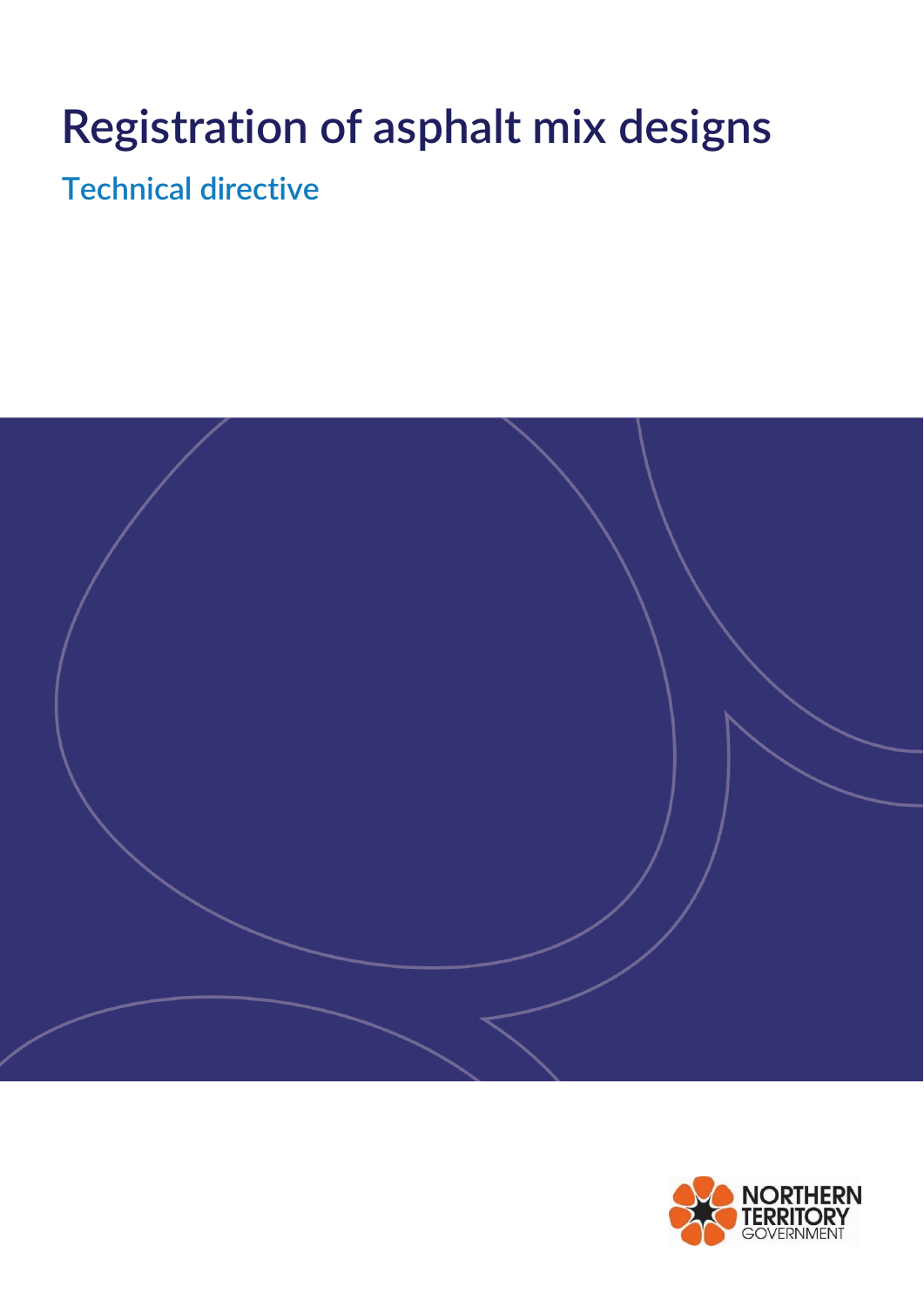# Registration of asphalt mix designs

## Technical directive

NORTHERN TERRITORY GOVERNMENT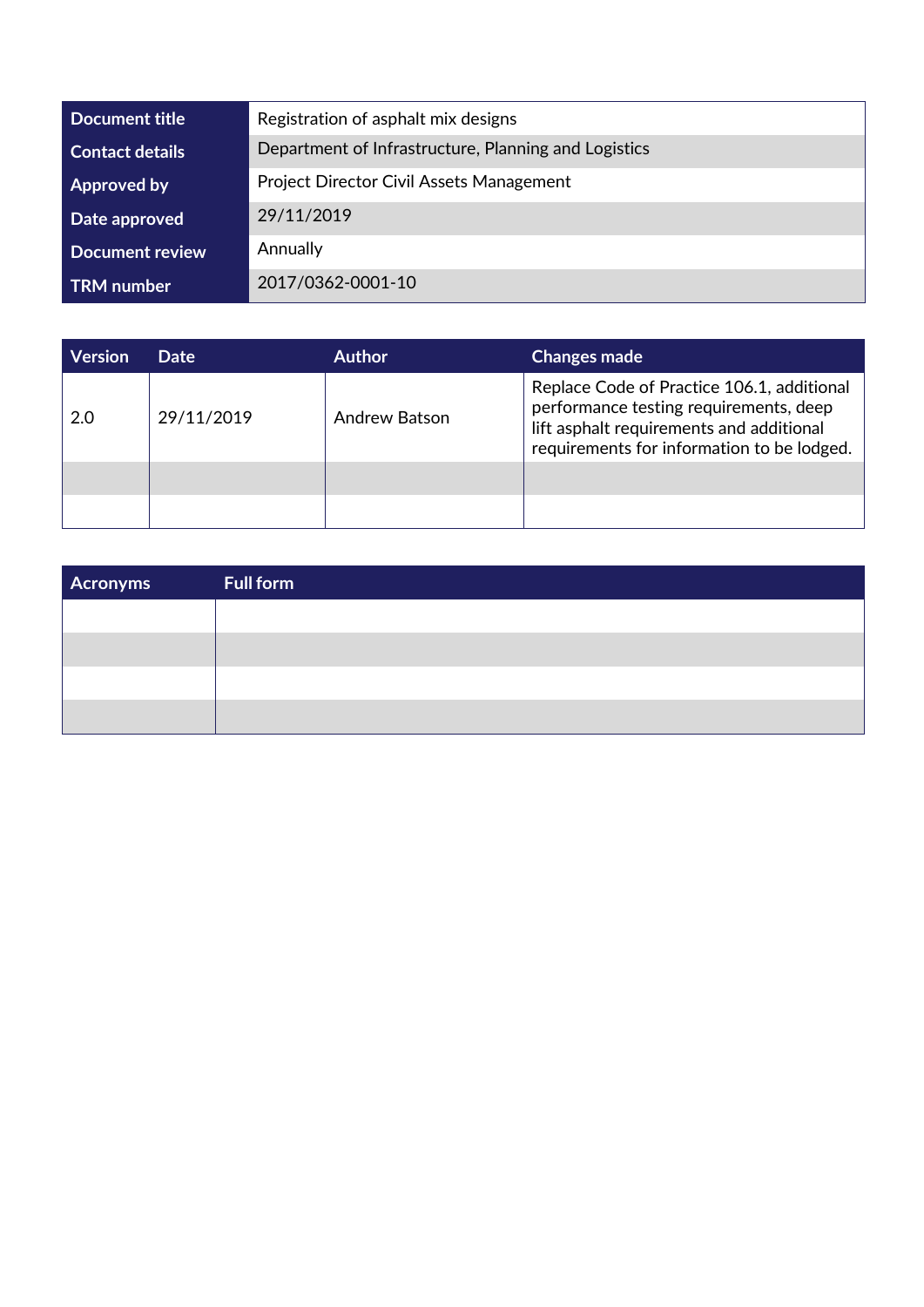| Document title | Registration of asphalt mix designs |
|---|---|
| Contact details | Department of Infrastructure, Planning and Logistics |
| Approved by | Project Director Civil Assets Management |
| Date approved | 29/11/2019 |
| Document review | Annually |
| TRM number | 2017/0362-0001-10 |

| Version | Date | Author | Changes made |
|---|---|---|---|
| 2.0 | 29/11/2019 | Andrew Batson | Replace Code of Practice 106.1, additional performance testing requirements, deep lift asphalt requirements and additional requirements for information to be lodged. |
| | | | |
| | | | |

| Acronyms | Full form |
|---|---|
| | |
| | |
| | |
| | |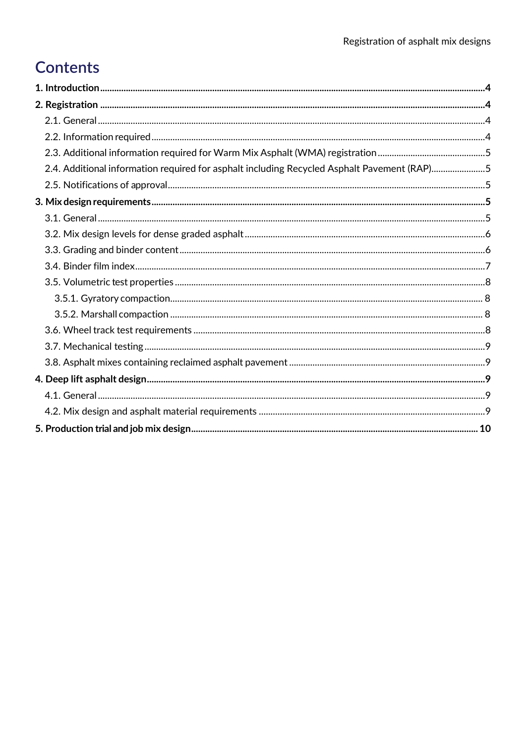# Contents

**1. Introduction** 4

**2. Registration** 4

- 2.1. General 4
- 2.2. Information required 4
- 2.3. Additional information required for Warm Mix Asphalt (WMA) registration 5
- 2.4. Additional information required for asphalt including Recycled Asphalt Pavement (RAP) 5
- 2.5. Notifications of approval 5

**3. Mix design requirements** 5

- 3.1. General 5
- 3.2. Mix design levels for dense graded asphalt 6
- 3.3. Grading and binder content 6
- 3.4. Binder film index 7
- 3.5. Volumetric test properties 8
  - 3.5.1. Gyratory compaction 8
  - 3.5.2. Marshall compaction 8
- 3.6. Wheel track test requirements 8
- 3.7. Mechanical testing 9
- 3.8. Asphalt mixes containing reclaimed asphalt pavement 9

**4. Deep lift asphalt design** 9

- 4.1. General 9
- 4.2. Mix design and asphalt material requirements 9

**5. Production trial and job mix design** 10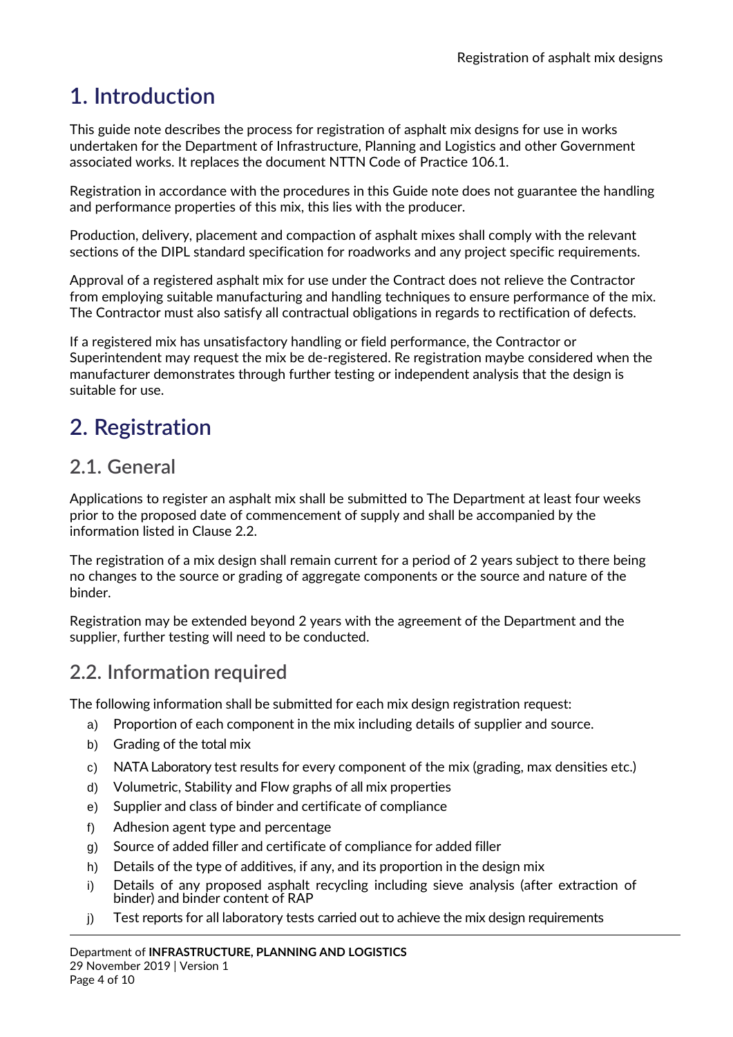# 1. Introduction

This guide note describes the process for registration of asphalt mix designs for use in works undertaken for the Department of Infrastructure, Planning and Logistics and other Government associated works. It replaces the document NTTN Code of Practice 106.1.

Registration in accordance with the procedures in this Guide note does not guarantee the handling and performance properties of this mix, this lies with the producer.

Production, delivery, placement and compaction of asphalt mixes shall comply with the relevant sections of the DIPL standard specification for roadworks and any project specific requirements.

Approval of a registered asphalt mix for use under the Contract does not relieve the Contractor from employing suitable manufacturing and handling techniques to ensure performance of the mix. The Contractor must also satisfy all contractual obligations in regards to rectification of defects.

If a registered mix has unsatisfactory handling or field performance, the Contractor or Superintendent may request the mix be de-registered. Re registration maybe considered when the manufacturer demonstrates through further testing or independent analysis that the design is suitable for use.

# 2. Registration

## 2.1. General

Applications to register an asphalt mix shall be submitted to The Department at least four weeks prior to the proposed date of commencement of supply and shall be accompanied by the information listed in Clause 2.2.

The registration of a mix design shall remain current for a period of 2 years subject to there being no changes to the source or grading of aggregate components or the source and nature of the binder.

Registration may be extended beyond 2 years with the agreement of the Department and the supplier, further testing will need to be conducted.

## 2.2. Information required

The following information shall be submitted for each mix design registration request:

a) Proportion of each component in the mix including details of supplier and source.
b) Grading of the total mix
c) NATA Laboratory test results for every component of the mix (grading, max densities etc.)
d) Volumetric, Stability and Flow graphs of all mix properties
e) Supplier and class of binder and certificate of compliance
f) Adhesion agent type and percentage
g) Source of added filler and certificate of compliance for added filler
h) Details of the type of additives, if any, and its proportion in the design mix
i) Details of any proposed asphalt recycling including sieve analysis (after extraction of binder) and binder content of RAP
j) Test reports for all laboratory tests carried out to achieve the mix design requirements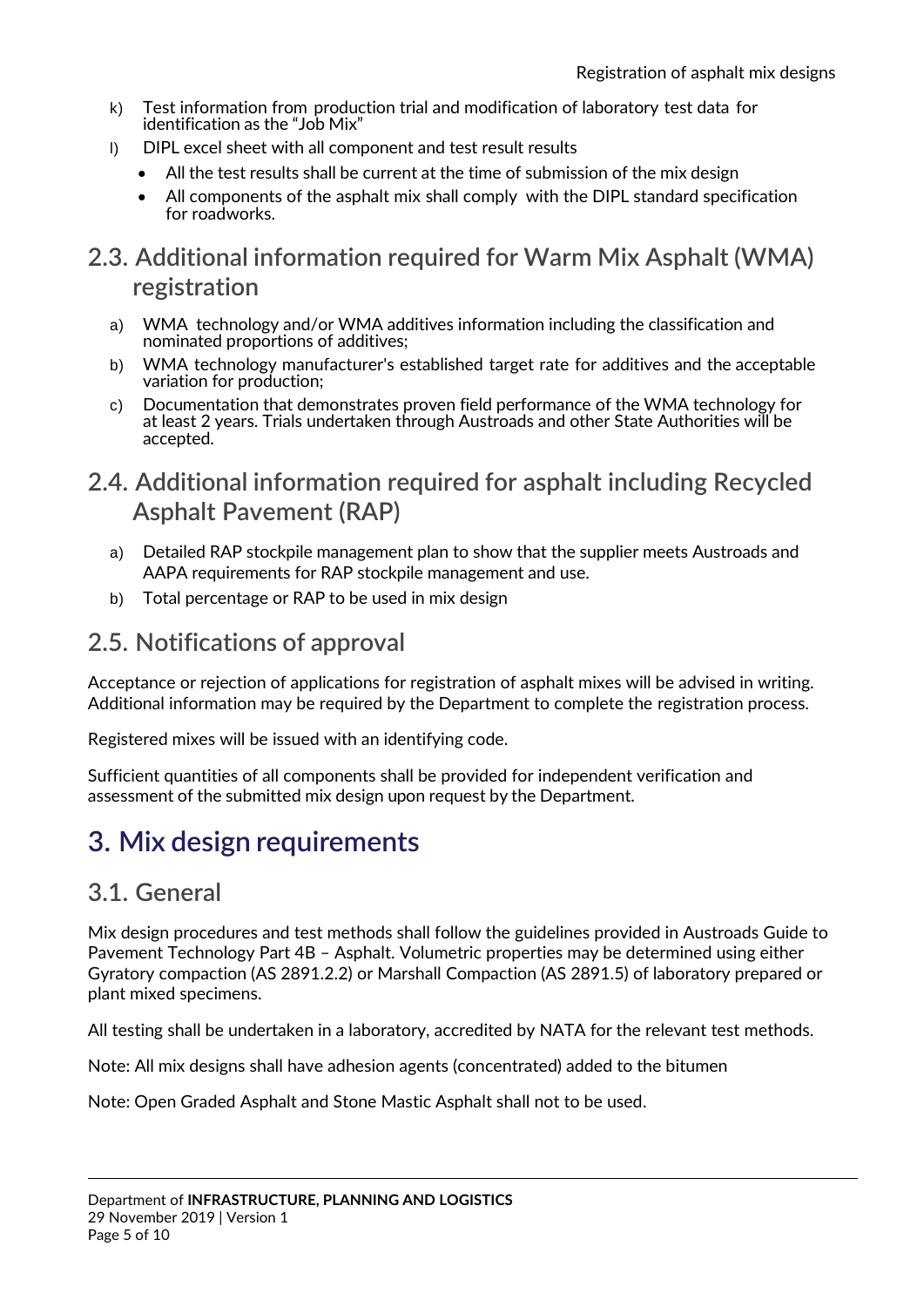k) Test information from production trial and modification of laboratory test data for identification as the "Job Mix"

l) DIPL excel sheet with all component and test result results

- All the test results shall be current at the time of submission of the mix design
- All components of the asphalt mix shall comply with the DIPL standard specification for roadworks.

## 2.3. Additional information required for Warm Mix Asphalt (WMA) registration

a) WMA technology and/or WMA additives information including the classification and nominated proportions of additives;

b) WMA technology manufacturer's established target rate for additives and the acceptable variation for production;

c) Documentation that demonstrates proven field performance of the WMA technology for at least 2 years. Trials undertaken through Austroads and other State Authorities will be accepted.

## 2.4. Additional information required for asphalt including Recycled Asphalt Pavement (RAP)

a) Detailed RAP stockpile management plan to show that the supplier meets Austroads and AAPA requirements for RAP stockpile management and use.

b) Total percentage or RAP to be used in mix design

## 2.5. Notifications of approval

Acceptance or rejection of applications for registration of asphalt mixes will be advised in writing. Additional information may be required by the Department to complete the registration process.

Registered mixes will be issued with an identifying code.

Sufficient quantities of all components shall be provided for independent verification and assessment of the submitted mix design upon request by the Department.

# 3. Mix design requirements

## 3.1. General

Mix design procedures and test methods shall follow the guidelines provided in Austroads Guide to Pavement Technology Part 4B – Asphalt. Volumetric properties may be determined using either Gyratory compaction (AS 2891.2.2) or Marshall Compaction (AS 2891.5) of laboratory prepared or plant mixed specimens.

All testing shall be undertaken in a laboratory, accredited by NATA for the relevant test methods.

Note: All mix designs shall have adhesion agents (concentrated) added to the bitumen

Note: Open Graded Asphalt and Stone Mastic Asphalt shall not to be used.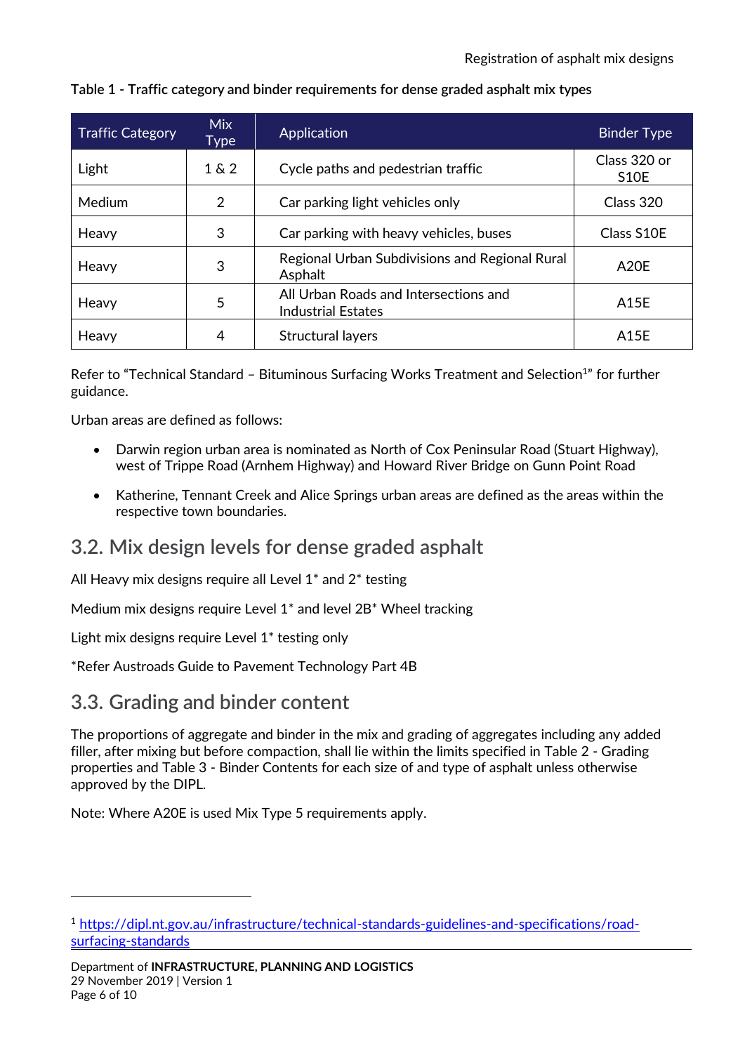**Table 1 - Traffic category and binder requirements for dense graded asphalt mix types**

| Traffic Category | Mix Type | Application | Binder Type |
|---|---|---|---|
| Light | 1 & 2 | Cycle paths and pedestrian traffic | Class 320 or S10E |
| Medium | 2 | Car parking light vehicles only | Class 320 |
| Heavy | 3 | Car parking with heavy vehicles, buses | Class S10E |
| Heavy | 3 | Regional Urban Subdivisions and Regional Rural Asphalt | A20E |
| Heavy | 5 | All Urban Roads and Intersections and Industrial Estates | A15E |
| Heavy | 4 | Structural layers | A15E |

Refer to "Technical Standard – Bituminous Surfacing Works Treatment and Selection[1]" for further guidance.

Urban areas are defined as follows:

- Darwin region urban area is nominated as North of Cox Peninsular Road (Stuart Highway), west of Trippe Road (Arnhem Highway) and Howard River Bridge on Gunn Point Road
- Katherine, Tennant Creek and Alice Springs urban areas are defined as the areas within the respective town boundaries.

## 3.2. Mix design levels for dense graded asphalt

All Heavy mix designs require all Level 1* and 2* testing

Medium mix designs require Level 1* and level 2B* Wheel tracking

Light mix designs require Level 1* testing only

*Refer Austroads Guide to Pavement Technology Part 4B

## 3.3. Grading and binder content

The proportions of aggregate and binder in the mix and grading of aggregates including any added filler, after mixing but before compaction, shall lie within the limits specified in Table 2 - Grading properties and Table 3 - Binder Contents for each size of and type of asphalt unless otherwise approved by the DIPL.

Note: Where A20E is used Mix Type 5 requirements apply.

---

[1] https://dipl.nt.gov.au/infrastructure/technical-standards-guidelines-and-specifications/road-surfacing-standards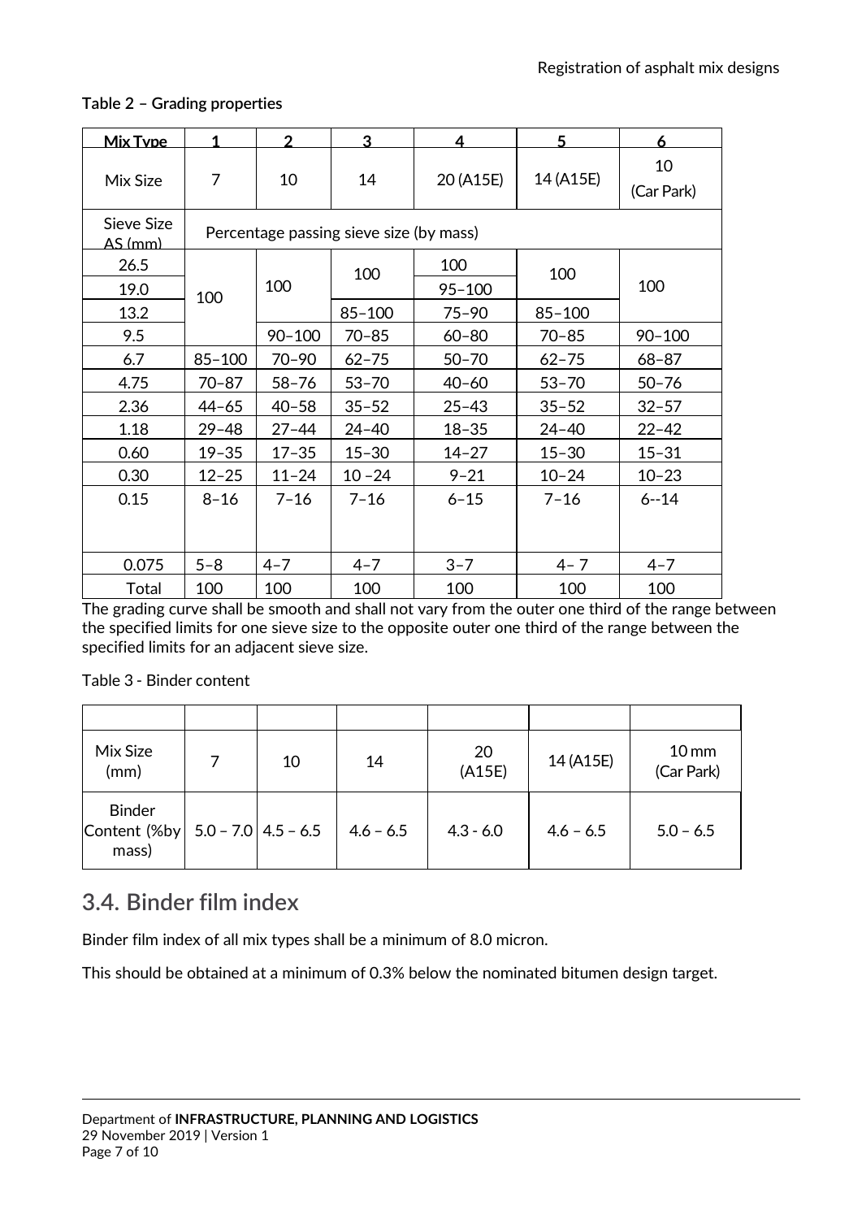**Table 2 – Grading properties**

| Mix Type | 1 | 2 | 3 | 4 | 5 | 6 |
|---|---|---|---|---|---|---|
| Mix Size | 7 | 10 | 14 | 20 (A15E) | 14 (A15E) | 10 (Car Park) |
| Sieve Size AS (mm) | Percentage passing sieve size (by mass) | | | | | |
| 26.5 | 100 | 100 | 100 | 100 | 100 | 100 |
| 19.0 | | | | 95–100 | | |
| 13.2 | | | 85–100 | 75–90 | 85–100 | |
| 9.5 | | 90–100 | 70–85 | 60–80 | 70–85 | 90–100 |
| 6.7 | 85–100 | 70–90 | 62–75 | 50–70 | 62–75 | 68–87 |
| 4.75 | 70–87 | 58–76 | 53–70 | 40–60 | 53–70 | 50–76 |
| 2.36 | 44–65 | 40–58 | 35–52 | 25–43 | 35–52 | 32–57 |
| 1.18 | 29–48 | 27–44 | 24–40 | 18–35 | 24–40 | 22–42 |
| 0.60 | 19–35 | 17–35 | 15–30 | 14–27 | 15–30 | 15–31 |
| 0.30 | 12–25 | 11–24 | 10 –24 | 9–21 | 10–24 | 10–23 |
| 0.15 | 8–16 | 7–16 | 7–16 | 6–15 | 7–16 | 6--14 |
| 0.075 | 5–8 | 4–7 | 4–7 | 3–7 | 4– 7 | 4–7 |
| Total | 100 | 100 | 100 | 100 | 100 | 100 |

The grading curve shall be smooth and shall not vary from the outer one third of the range between the specified limits for one sieve size to the opposite outer one third of the range between the specified limits for an adjacent sieve size.

Table 3 - Binder content

| Mix Size (mm) | 7 | 10 | 14 | 20 (A15E) | 14 (A15E) | 10 mm (Car Park) |
|---|---|---|---|---|---|---|
| Binder Content (%by mass) | 5.0 – 7.0 | 4.5 – 6.5 | 4.6 – 6.5 | 4.3 - 6.0 | 4.6 – 6.5 | 5.0 – 6.5 |

## 3.4. Binder film index

Binder film index of all mix types shall be a minimum of 8.0 micron.

This should be obtained at a minimum of 0.3% below the nominated bitumen design target.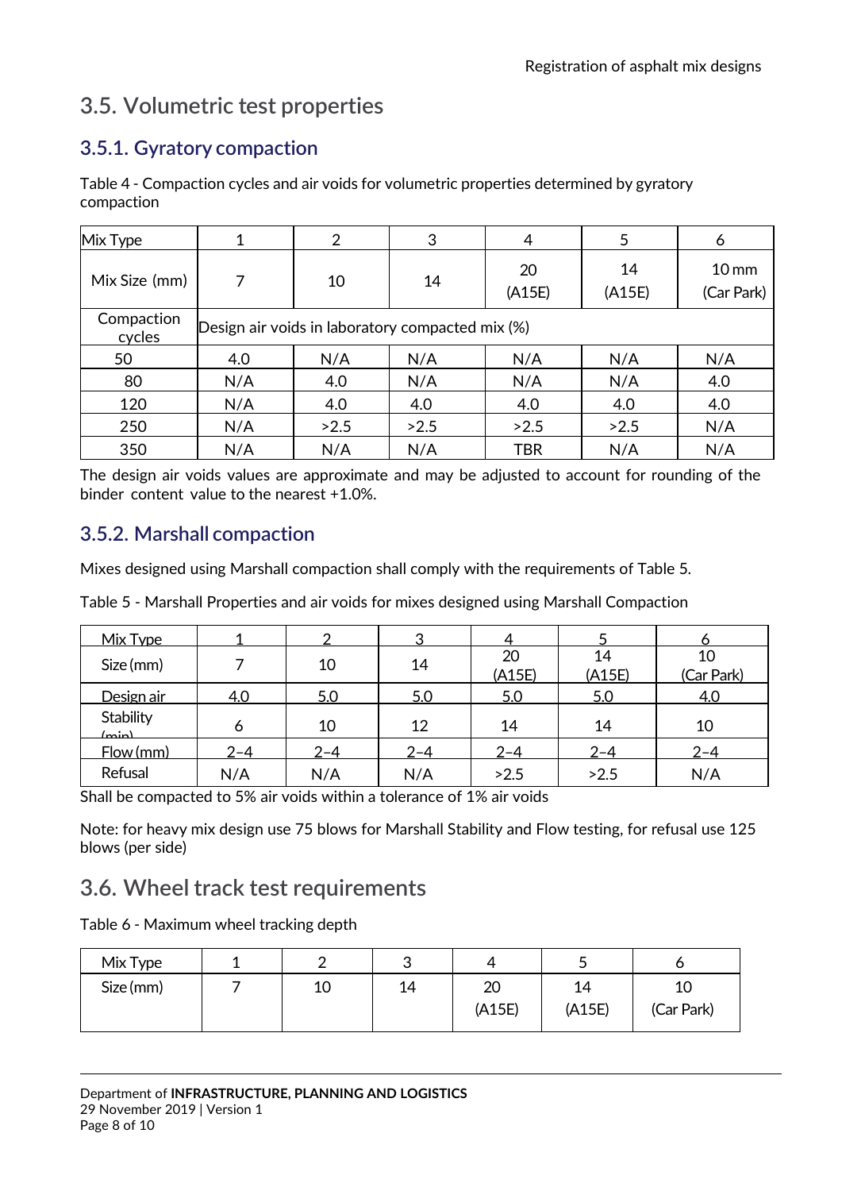## 3.5. Volumetric test properties

### 3.5.1. Gyratory compaction

Table 4 - Compaction cycles and air voids for volumetric properties determined by gyratory compaction

| Mix Type | 1 | 2 | 3 | 4 | 5 | 6 |
|---|---|---|---|---|---|---|
| Mix Size (mm) | 7 | 10 | 14 | 20 (A15E) | 14 (A15E) | 10 mm (Car Park) |
| Compaction cycles | Design air voids in laboratory compacted mix (%) | | | | | |
| 50 | 4.0 | N/A | N/A | N/A | N/A | N/A |
| 80 | N/A | 4.0 | N/A | N/A | N/A | 4.0 |
| 120 | N/A | 4.0 | 4.0 | 4.0 | 4.0 | 4.0 |
| 250 | N/A | >2.5 | >2.5 | >2.5 | >2.5 | N/A |
| 350 | N/A | N/A | N/A | TBR | N/A | N/A |

The design air voids values are approximate and may be adjusted to account for rounding of the binder content value to the nearest +1.0%.

### 3.5.2. Marshall compaction

Mixes designed using Marshall compaction shall comply with the requirements of Table 5.

Table 5 - Marshall Properties and air voids for mixes designed using Marshall Compaction

| Mix Type | 1 | 2 | 3 | 4 | 5 | 6 |
|---|---|---|---|---|---|---|
| Size (mm) | 7 | 10 | 14 | 20 (A15E) | 14 (A15E) | 10 (Car Park) |
| Design air | 4.0 | 5.0 | 5.0 | 5.0 | 5.0 | 4.0 |
| Stability (min) | 6 | 10 | 12 | 14 | 14 | 10 |
| Flow (mm) | 2–4 | 2–4 | 2–4 | 2–4 | 2–4 | 2–4 |
| Refusal | N/A | N/A | N/A | >2.5 | >2.5 | N/A |

Shall be compacted to 5% air voids within a tolerance of 1% air voids

Note: for heavy mix design use 75 blows for Marshall Stability and Flow testing, for refusal use 125 blows (per side)

## 3.6. Wheel track test requirements

Table 6 - Maximum wheel tracking depth

| Mix Type | 1 | 2 | 3 | 4 | 5 | 6 |
|---|---|---|---|---|---|---|
| Size (mm) | 7 | 10 | 14 | 20 (A15E) | 14 (A15E) | 10 (Car Park) |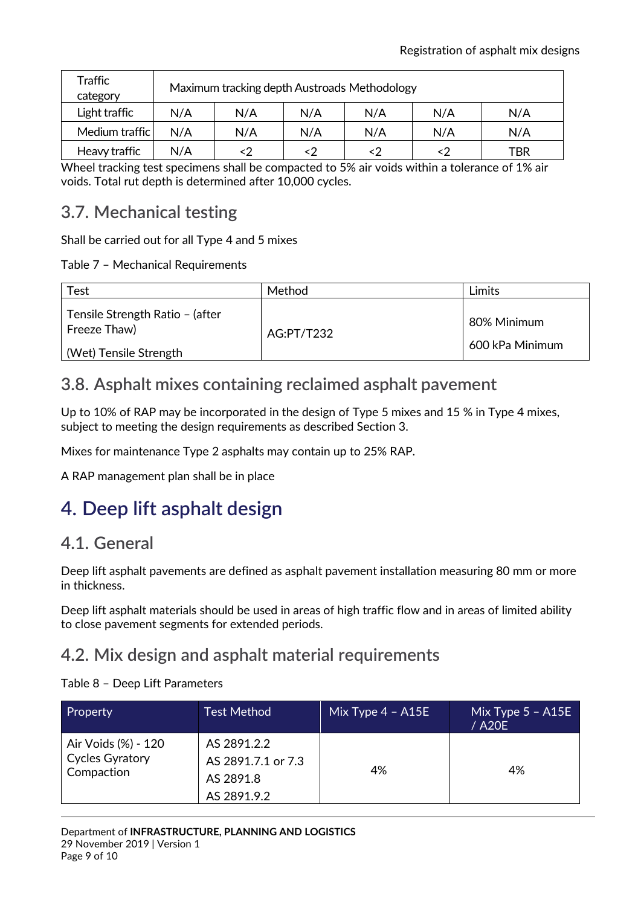| Traffic category | Maximum tracking depth Austroads Methodology | | | | | |
|---|---|---|---|---|---|---|
| Light traffic | N/A | N/A | N/A | N/A | N/A | N/A |
| Medium traffic | N/A | N/A | N/A | N/A | N/A | N/A |
| Heavy traffic | N/A | <2 | <2 | <2 | <2 | TBR |

Wheel tracking test specimens shall be compacted to 5% air voids within a tolerance of 1% air voids. Total rut depth is determined after 10,000 cycles.

## 3.7. Mechanical testing

Shall be carried out for all Type 4 and 5 mixes

Table 7 – Mechanical Requirements

| Test | Method | Limits |
|---|---|---|
| Tensile Strength Ratio – (after Freeze Thaw) | AG:PT/T232 | 80% Minimum |
| (Wet) Tensile Strength | | 600 kPa Minimum |

## 3.8. Asphalt mixes containing reclaimed asphalt pavement

Up to 10% of RAP may be incorporated in the design of Type 5 mixes and 15 % in Type 4 mixes, subject to meeting the design requirements as described Section 3.

Mixes for maintenance Type 2 asphalts may contain up to 25% RAP.

A RAP management plan shall be in place

# 4. Deep lift asphalt design

## 4.1. General

Deep lift asphalt pavements are defined as asphalt pavement installation measuring 80 mm or more in thickness.

Deep lift asphalt materials should be used in areas of high traffic flow and in areas of limited ability to close pavement segments for extended periods.

## 4.2. Mix design and asphalt material requirements

Table 8 – Deep Lift Parameters

| Property | Test Method | Mix Type 4 – A15E | Mix Type 5 – A15E / A20E |
|---|---|---|---|
| Air Voids (%) - 120 Cycles Gyratory Compaction | AS 2891.2.2<br>AS 2891.7.1 or 7.3<br>AS 2891.8<br>AS 2891.9.2 | 4% | 4% |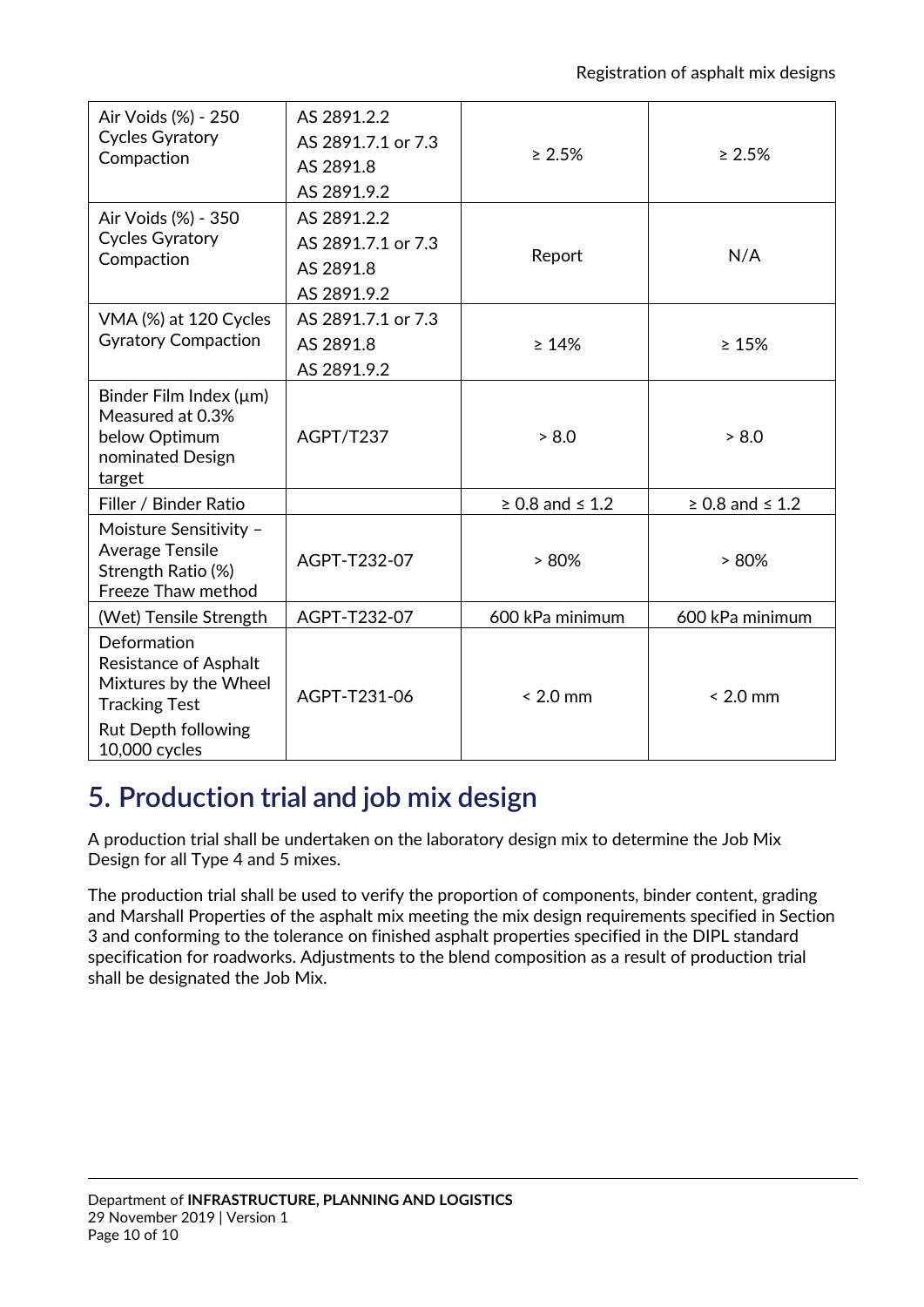| | | | |
|---|---|---|---|
| Air Voids (%) - 250 Cycles Gyratory Compaction | AS 2891.2.2<br>AS 2891.7.1 or 7.3<br>AS 2891.8<br>AS 2891.9.2 | ≥ 2.5% | ≥ 2.5% |
| Air Voids (%) - 350 Cycles Gyratory Compaction | AS 2891.2.2<br>AS 2891.7.1 or 7.3<br>AS 2891.8<br>AS 2891.9.2 | Report | N/A |
| VMA (%) at 120 Cycles Gyratory Compaction | AS 2891.7.1 or 7.3<br>AS 2891.8<br>AS 2891.9.2 | ≥ 14% | ≥ 15% |
| Binder Film Index (µm) Measured at 0.3% below Optimum nominated Design target | AGPT/T237 | > 8.0 | > 8.0 |
| Filler / Binder Ratio | | ≥ 0.8 and ≤ 1.2 | ≥ 0.8 and ≤ 1.2 |
| Moisture Sensitivity – Average Tensile Strength Ratio (%) Freeze Thaw method | AGPT-T232-07 | > 80% | > 80% |
| (Wet) Tensile Strength | AGPT-T232-07 | 600 kPa minimum | 600 kPa minimum |
| Deformation Resistance of Asphalt Mixtures by the Wheel Tracking Test<br>Rut Depth following 10,000 cycles | AGPT-T231-06 | < 2.0 mm | < 2.0 mm |

# 5. Production trial and job mix design

A production trial shall be undertaken on the laboratory design mix to determine the Job Mix Design for all Type 4 and 5 mixes.

The production trial shall be used to verify the proportion of components, binder content, grading and Marshall Properties of the asphalt mix meeting the mix design requirements specified in Section 3 and conforming to the tolerance on finished asphalt properties specified in the DIPL standard specification for roadworks. Adjustments to the blend composition as a result of production trial shall be designated the Job Mix.